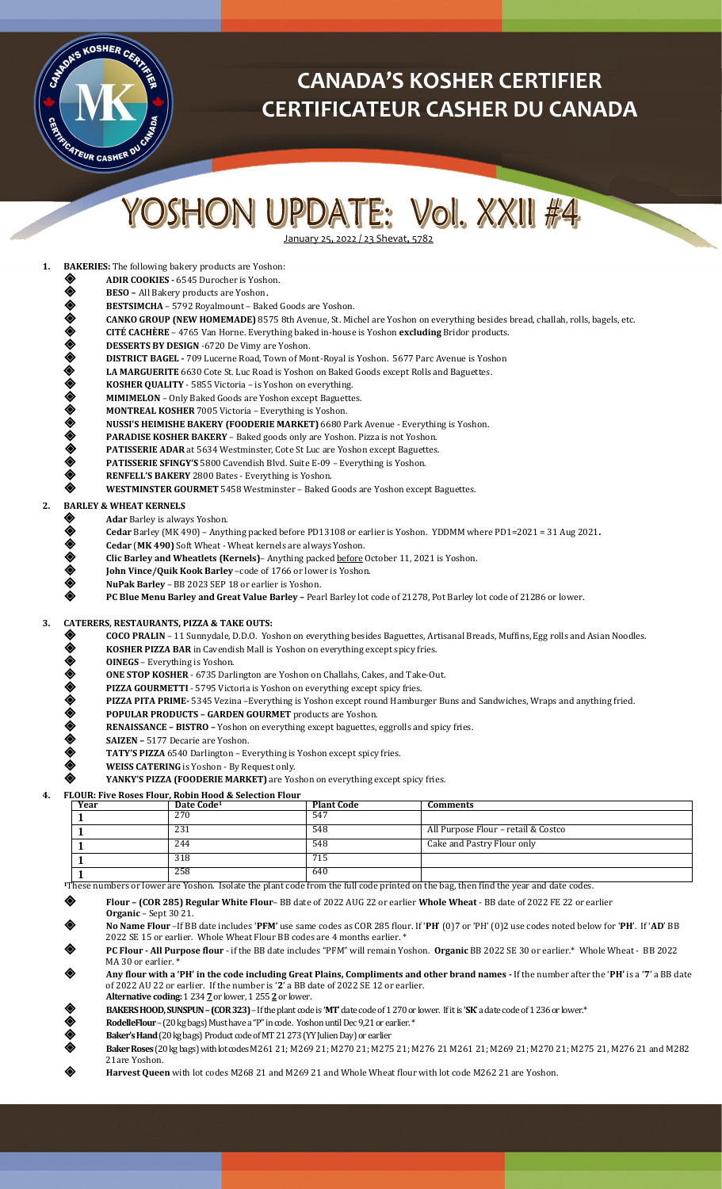# CANADA'S KOSHER CERTIFIER
# CERTIFICATEUR CASHER DU CANADA

# YOSHON UPDATE: Vol. XXII #4

January 25, 2022 / 23 Shevat, 5782

1. **BAKERIES:** The following bakery products are Yoshon:
   - **ADIR COOKIES -** 6545 Durocher is Yoshon.
   - **BESO –** All Bakery products are Yoshon**.**
   - **BESTSIMCHA** – 5792 Royalmount – Baked Goods are Yoshon.
   - **CANKO GROUP (NEW HOMEMADE)** 8575 8th Avenue, St. Michel are Yoshon on everything besides bread, challah, rolls, bagels, etc.
   - **CITÉ CACHÈRE** – 4765 Van Horne. Everything baked in-house is Yoshon **excluding** Bridor products.
   - **DESSERTS BY DESIGN** -6720 De Vimy are Yoshon.
   - **DISTRICT BAGEL -** 709 Lucerne Road, Town of Mont-Royal is Yoshon. 5677 Parc Avenue is Yoshon
   - **LA MARGUERITE** 6630 Cote St. Luc Road is Yoshon on Baked Goods except Rolls and Baguettes.
   - **KOSHER QUALITY** - 5855 Victoria – is Yoshon on everything.
   - **MIMIMELON** – Only Baked Goods are Yoshon except Baguettes.
   - **MONTREAL KOSHER** 7005 Victoria – Everything is Yoshon.
   - **NUSSI'S HEIMISHE BAKERY (FOODERIE MARKET)** 6680 Park Avenue - Everything is Yoshon.
   - **PARADISE KOSHER BAKERY** – Baked goods only are Yoshon. Pizza is not Yoshon.
   - **PATISSERIE ADAR** at 5634 Westminster, Cote St Luc are Yoshon except Baguettes.
   - **PATISSERIE SFINGY'S** 5800 Cavendish Blvd. Suite E-09 – Everything is Yoshon.
   - **RENFELL'S BAKERY** 2800 Bates - Everything is Yoshon.
   - **WESTMINSTER GOURMET** 5458 Westminster – Baked Goods are Yoshon except Baguettes.

2. **BARLEY & WHEAT KERNELS**
   - **Adar** Barley is always Yoshon.
   - **Cedar** Barley (MK 490) – Anything packed before PD13108 or earlier is Yoshon. YDDMM where PD1=2021 = 31 Aug 2021**.**
   - **Cedar** (**MK 490)** Soft Wheat - Wheat kernels are always Yoshon.
   - **Clic Barley and Wheatlets (Kernels)**– Anything packed before October 11, 2021 is Yoshon.
   - **John Vince/Quik Kook Barley** –code of 1766 or lower is Yoshon.
   - **NuPak Barley** – BB 2023 SEP 18 or earlier is Yoshon.
   - **PC Blue Menu Barley and Great Value Barley –** Pearl Barley lot code of 21278, Pot Barley lot code of 21286 or lower.

3. **CATERERS, RESTAURANTS, PIZZA & TAKE OUTS:**
   - **COCO PRALIN** – 11 Sunnydale, D.D.O. Yoshon on everything besides Baguettes, Artisanal Breads, Muffins, Egg rolls and Asian Noodles.
   - **KOSHER PIZZA BAR** in Cavendish Mall is Yoshon on everything except spicy fries.
   - **OINEGS** – Everything is Yoshon.
   - **ONE STOP KOSHER** - 6735 Darlington are Yoshon on Challahs, Cakes, and Take-Out.
   - **PIZZA GOURMETTI** - 5795 Victoria is Yoshon on everything except spicy fries.
   - **PIZZA PITA PRIME-** 5345 Vezina –Everything is Yoshon except round Hamburger Buns and Sandwiches, Wraps and anything fried.
   - **POPULAR PRODUCTS – GARDEN GOURMET** products are Yoshon.
   - **RENAISSANCE – BISTRO –** Yoshon on everything except baguettes, eggrolls and spicy fries.
   - **SAIZEN –** 5177 Decarie are Yoshon.
   - **TATY'S PIZZA** 6540 Darlington – Everything is Yoshon except spicy fries.
   - **WEISS CATERING** is Yoshon - By Request only.
   - **YANKY'S PIZZA (FOODERIE MARKET)** are Yoshon on everything except spicy fries.

4. **FLOUR: Five Roses Flour, Robin Hood & Selection Flour**

| Year | Date Code[1] | Plant Code | Comments |
|---|---|---|---|
| 1 | 270 | 547 | |
| 1 | 231 | 548 | All Purpose Flour – retail & Costco |
| 1 | 244 | 548 | Cake and Pastry Flour only |
| 1 | 318 | 715 | |
| 1 | 258 | 640 | |

[1]These numbers or lower are Yoshon. Isolate the plant code from the full code printed on the bag, then find the year and date codes.

   - **Flour – (COR 285) Regular White Flour**– BB date of 2022 AUG 22 or earlier **Whole Wheat** - BB date of 2022 FE 22 or earlier **Organic** – Sept 30 21.
   - **No Name Flour** –If BB date includes '**PFM**' use same codes as COR 285 flour. If '**PH**' (0)7 or 'PH' (0)2 use codes noted below for '**PH**'. If '**AD**' BB 2022 SE 15 or earlier. Whole Wheat Flour BB codes are 4 months earlier. *
   - **PC Flour - All Purpose flour** - if the BB date includes "PFM" will remain Yoshon. **Organic** BB 2022 SE 30 or earlier.* Whole Wheat - BB 2022 MA 30 or earlier. *
   - **Any flour with a 'PH' in the code including Great Plains, Compliments and other brand names -** If the number after the '**PH'** is a '**7**' a BB date of 2022 AU 22 or earlier. If the number is '**2**' a BB date of 2022 SE 12 or earlier. **Alternative coding:** 1 234 **7** or lower, 1 255 **2** or lower.
   - **BAKERS HOOD, SUNSPUN – (COR 323)** – If the plant code is '**MT**' date code of 1 270 or lower. If it is '**SK**' a date code of 1 236 or lower.*
   - **RodelleFlour** – (20 kg bags) Must have a "P" in code. Yoshon until Dec 9,21 or earlier. *
   - **Baker's Hand** (20 kg bags) Product code of MT 21 273 (YY Julien Day) or earlier
   - **Baker Roses** (20 kg bags) with lot codes M261 21; M269 21; M270 21; M275 21; M276 21 M261 21; M269 21; M270 21; M275 21, M276 21 and M282 21are Yoshon.
   - **Harvest Queen** with lot codes M268 21 and M269 21 and Whole Wheat flour with lot code M262 21 are Yoshon.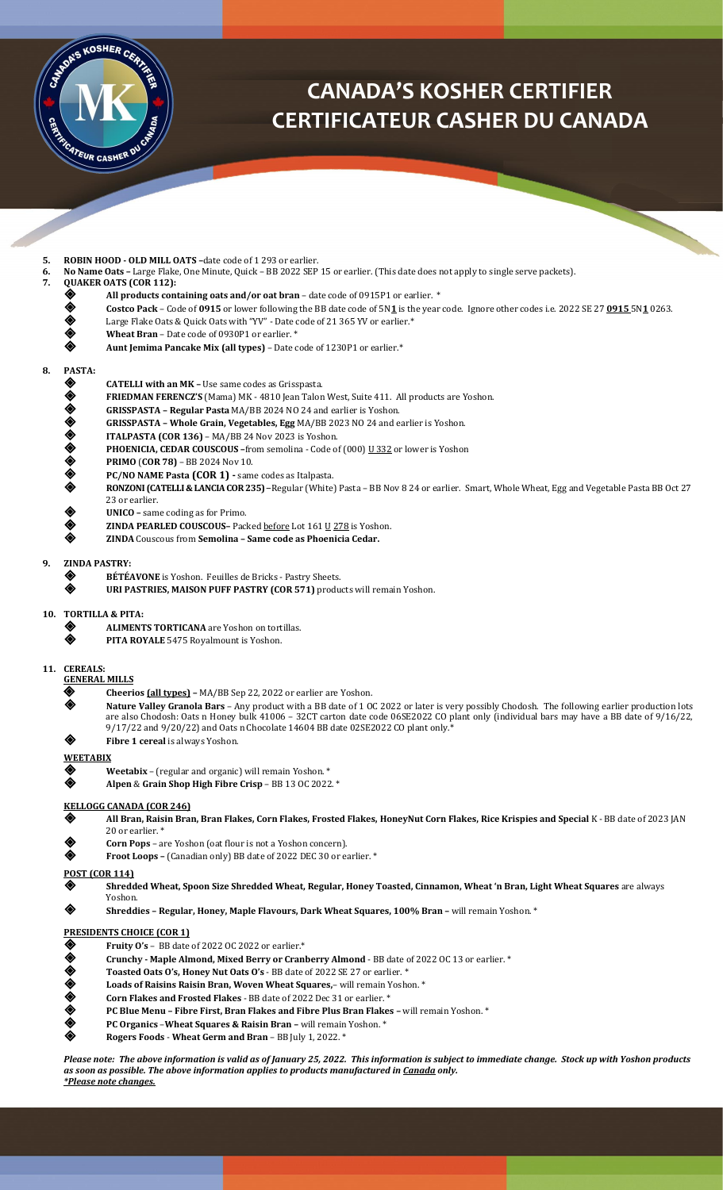# CANADA'S KOSHER CERTIFIER
# CERTIFICATEUR CASHER DU CANADA

5. **ROBIN HOOD - OLD MILL OATS** –date code of 1 293 or earlier.
6. **No Name Oats** – Large Flake, One Minute, Quick – BB 2022 SEP 15 or earlier. (This date does not apply to single serve packets).
7. **QUAKER OATS (COR 112):**
   - **All products containing oats and/or oat bran** – date code of 0915P1 or earlier. *
   - **Costco Pack** – Code of **0915** or lower following the BB date code of 5N**1** is the year code. Ignore other codes i.e. 2022 SE 27 **0915** 5N**1** 0263.
   - Large Flake Oats & Quick Oats with "YV" - Date code of 21 365 YV or earlier.*
   - **Wheat Bran** – Date code of 0930P1 or earlier. *
   - **Aunt Jemima Pancake Mix (all types)** – Date code of 1230P1 or earlier.*

8. **PASTA:**
   - **CATELLI with an MK** – Use same codes as Grisspasta.
   - **FRIEDMAN FERENCZ'S** (Mama) MK - 4810 Jean Talon West, Suite 411. All products are Yoshon.
   - **GRISSPASTA – Regular Pasta** MA/BB 2024 NO 24 and earlier is Yoshon.
   - **GRISSPASTA – Whole Grain, Vegetables, Egg** MA/BB 2023 NO 24 and earlier is Yoshon.
   - **ITALPASTA (COR 136)** – MA/BB 24 Nov 2023 is Yoshon.
   - **PHOENICIA, CEDAR COUSCOUS** –from semolina - Code of (000) U 332 or lower is Yoshon
   - **PRIMO** (**COR 78**) – BB 2024 Nov 10.
   - **PC/NO NAME Pasta (COR 1) -** same codes as Italpasta.
   - **RONZONI (CATELLI & LANCIA COR 235)** –Regular (White) Pasta – BB Nov 8 24 or earlier. Smart, Whole Wheat, Egg and Vegetable Pasta BB Oct 27 23 or earlier.
   - **UNICO –** same coding as for Primo.
   - **ZINDA PEARLED COUSCOUS–** Packed before Lot 161 U 278 is Yoshon.
   - **ZINDA** Couscous from **Semolina – Same code as Phoenicia Cedar.**

9. **ZINDA PASTRY:**
   - **BÉTÉAVONE** is Yoshon. Feuilles de Bricks - Pastry Sheets.
   - **URI PASTRIES, MAISON PUFF PASTRY (COR 571)** products will remain Yoshon.

10. **TORTILLA & PITA:**
    - **ALIMENTS TORTICANA** are Yoshon on tortillas.
    - **PITA ROYALE** 5475 Royalmount is Yoshon.

11. **CEREALS:**

**GENERAL MILLS**
- **Cheerios (all types) –** MA/BB Sep 22, 2022 or earlier are Yoshon.
- **Nature Valley Granola Bars** – Any product with a BB date of 1 OC 2022 or later is very possibly Chodosh. The following earlier production lots are also Chodosh: Oats n Honey bulk 41006 – 32CT carton date code 06SE2022 CO plant only (individual bars may have a BB date of 9/16/22, 9/17/22 and 9/20/22) and Oats n Chocolate 14604 BB date 02SE2022 CO plant only.*
- **Fibre 1 cereal** is always Yoshon.

**WEETABIX**
- **Weetabix** – (regular and organic) will remain Yoshon. *
- **Alpen** & **Grain Shop High Fibre Crisp** – BB 13 OC 2022. *

**KELLOGG CANADA (COR 246)**
- **All Bran, Raisin Bran, Bran Flakes, Corn Flakes, Frosted Flakes, HoneyNut Corn Flakes, Rice Krispies and Special** K - BB date of 2023 JAN 20 or earlier. *
- **Corn Pops** – are Yoshon (oat flour is not a Yoshon concern).
- **Froot Loops –** (Canadian only) BB date of 2022 DEC 30 or earlier. *

**POST (COR 114)**
- **Shredded Wheat, Spoon Size Shredded Wheat, Regular, Honey Toasted, Cinnamon, Wheat 'n Bran, Light Wheat Squares** are always Yoshon.
- **Shreddies – Regular, Honey, Maple Flavours, Dark Wheat Squares, 100% Bran –** will remain Yoshon. *

**PRESIDENTS CHOICE (COR 1)**
- **Fruity O's** – BB date of 2022 OC 2022 or earlier.*
- **Crunchy - Maple Almond, Mixed Berry or Cranberry Almond** - BB date of 2022 OC 13 or earlier. *
- **Toasted Oats O's, Honey Nut Oats O's** - BB date of 2022 SE 27 or earlier. *
- **Loads of Raisins Raisin Bran, Woven Wheat Squares,**– will remain Yoshon. *
- **Corn Flakes and Frosted Flakes** - BB date of 2022 Dec 31 or earlier. *
- **PC Blue Menu – Fibre First, Bran Flakes and Fibre Plus Bran Flakes –** will remain Yoshon. *
- **PC Organics** –**Wheat Squares & Raisin Bran –** will remain Yoshon. *
- **Rogers Foods** - **Wheat Germ and Bran** – BB July 1, 2022. *

***Please note: The above information is valid as of January 25, 2022. This information is subject to immediate change. Stock up with Yoshon products as soon as possible. The above information applies to products manufactured in Canada only.***
***\*Please note changes.***